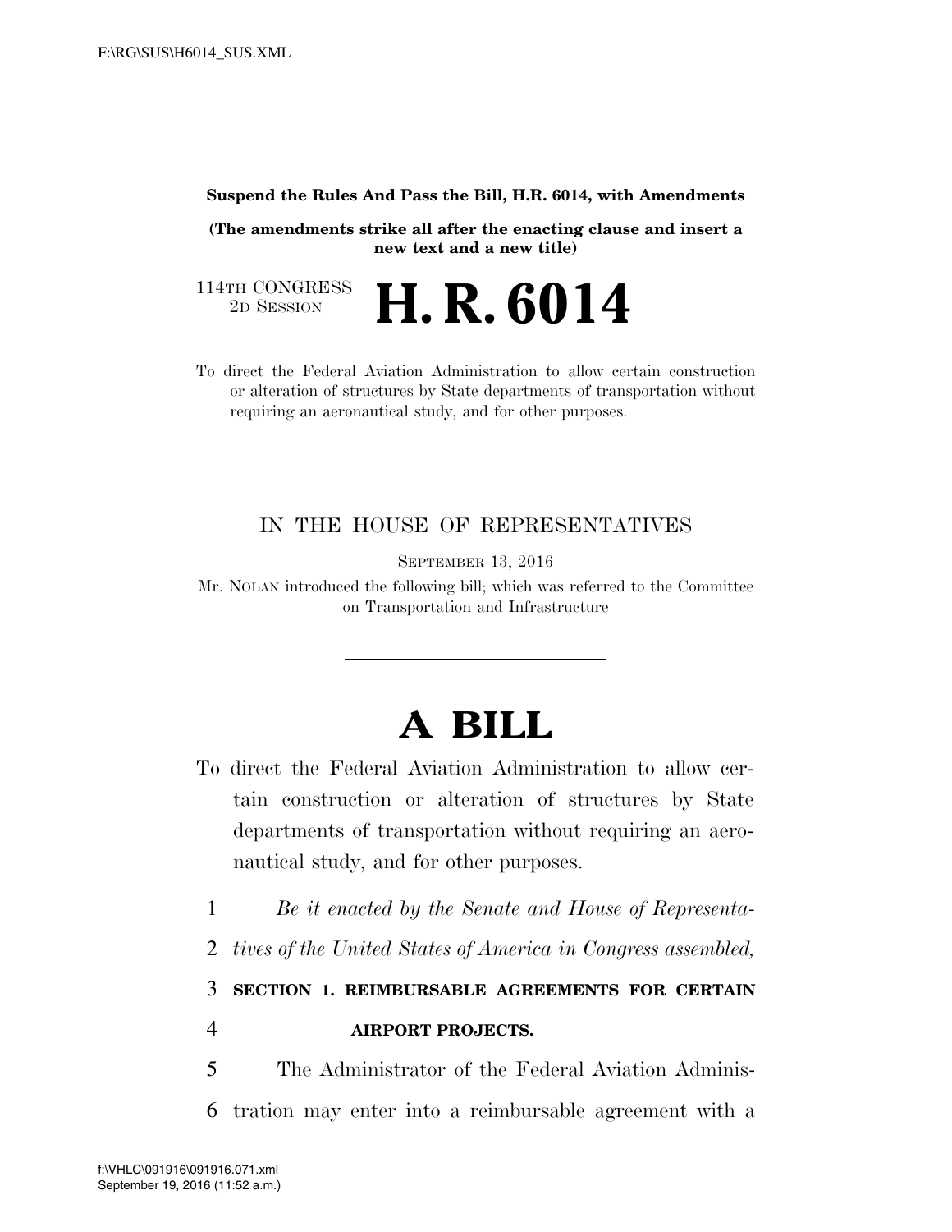**Suspend the Rules And Pass the Bill, H.R. 6014, with Amendments**

**(The amendments strike all after the enacting clause and insert a new text and a new title)**

114TH CONGRESS
2D SESSION

# H. R. 6014

To direct the Federal Aviation Administration to allow certain construction or alteration of structures by State departments of transportation without requiring an aeronautical study, and for other purposes.

---

IN THE HOUSE OF REPRESENTATIVES

SEPTEMBER 13, 2016

Mr. NOLAN introduced the following bill; which was referred to the Committee on Transportation and Infrastructure

---

# A BILL

To direct the Federal Aviation Administration to allow certain construction or alteration of structures by State departments of transportation without requiring an aeronautical study, and for other purposes.

1 *Be it enacted by the Senate and House of Representa-*
2 *tives of the United States of America in Congress assembled,*

3 **SECTION 1. REIMBURSABLE AGREEMENTS FOR CERTAIN**
4 **AIRPORT PROJECTS.**

5 The Administrator of the Federal Aviation Adminis-
6 tration may enter into a reimbursable agreement with a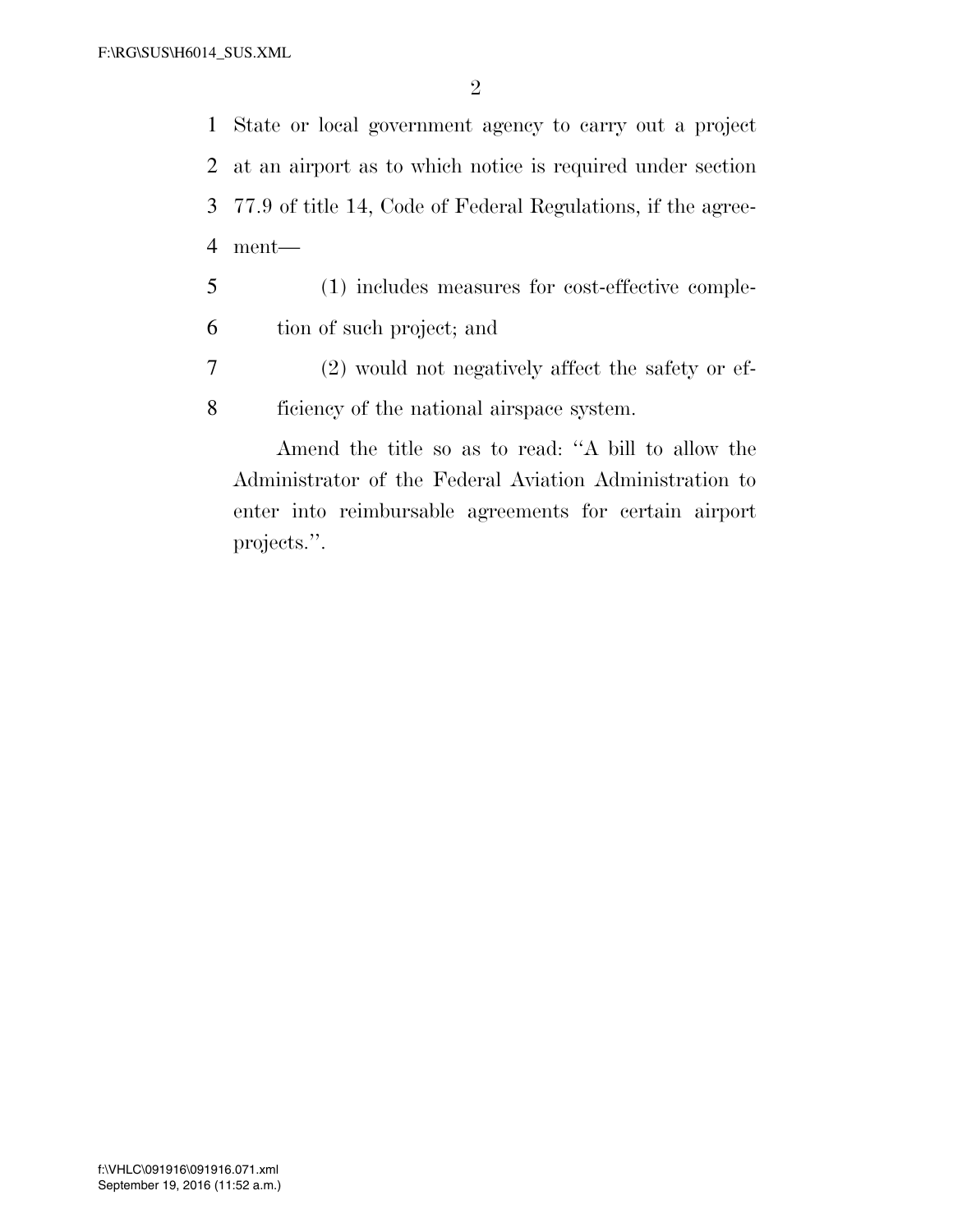State or local government agency to carry out a project at an airport as to which notice is required under section 77.9 of title 14, Code of Federal Regulations, if the agreement—

(1) includes measures for cost-effective completion of such project; and

(2) would not negatively affect the safety or efficiency of the national airspace system.

Amend the title so as to read: ''A bill to allow the Administrator of the Federal Aviation Administration to enter into reimbursable agreements for certain airport projects.''.